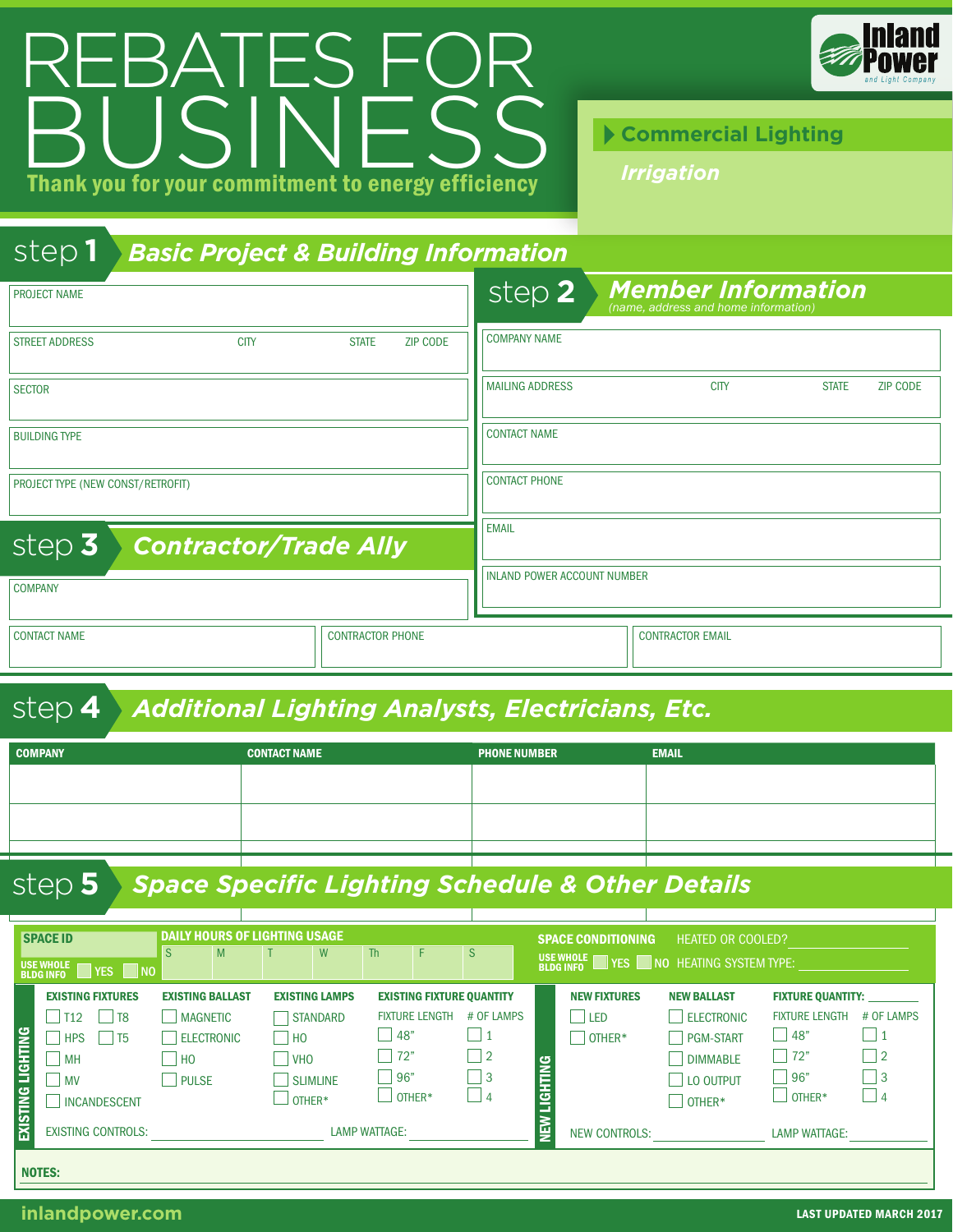# REBATES FOR BUSINESS

**Thank you for your commitment to energy efficiency**

Inland Power and Light Company

- **Commercial Lighting**
- *Irrigation*

## step 1 *Basic Project & Building Information*

PROJECT NAME

STREET ADDRESS | CITY | STATE | ZIP CODE

SECTOR

BUILDING TYPE

PROJECT TYPE (NEW CONST/RETROFIT)

## step 2 *Member Information*

*(name, address and home information)*

COMPANY NAME

MAILING ADDRESS | CITY | STATE | ZIP CODE

CONTACT NAME

CONTACT PHONE

EMAIL

INLAND POWER ACCOUNT NUMBER

## step 3 *Contractor/Trade Ally*

COMPANY

CONTACT NAME | CONTRACTOR PHONE | CONTRACTOR EMAIL

## step 4 *Additional Lighting Analysts, Electricians, Etc.*

| COMPANY | CONTACT NAME | PHONE NUMBER | EMAIL |
|---|---|---|---|
| | | | |
| | | | |

## step 5 *Space Specific Lighting Schedule & Other Details*

**SPACE ID**

USE WHOLE BLDG INFO ☐ YES ☐ NO

**DAILY HOURS OF LIGHTING USAGE**

| S | M | T | W | Th | F | S |
|---|---|---|---|---|---|---|
| | | | | | | |

**SPACE CONDITIONING** HEATED OR COOLED? ______

USE WHOLE BLDG INFO ☐ YES ☐ NO HEATING SYSTEM TYPE: ______

### EXISTING LIGHTING

**EXISTING FIXTURES**
- ☐ T12 ☐ T8
- ☐ HPS ☐ T5
- ☐ MH
- ☐ MV
- ☐ INCANDESCENT

**EXISTING BALLAST**
- ☐ MAGNETIC
- ☐ ELECTRONIC
- ☐ HO
- ☐ PULSE

**EXISTING LAMPS**
- ☐ STANDARD
- ☐ HO
- ☐ VHO
- ☐ SLIMLINE
- ☐ OTHER*

**EXISTING FIXTURE QUANTITY**

| FIXTURE LENGTH | # OF LAMPS |
|---|---|
| ☐ 48" | ☐ 1 |
| ☐ 72" | ☐ 2 |
| ☐ 96" | ☐ 3 |
| ☐ OTHER* | ☐ 4 |

EXISTING CONTROLS: ______ LAMP WATTAGE: ______

### NEW LIGHTING

**NEW FIXTURES**
- ☐ LED
- ☐ OTHER*

**NEW BALLAST**
- ☐ ELECTRONIC
- ☐ PGM-START
- ☐ DIMMABLE
- ☐ LO OUTPUT
- ☐ OTHER*

**FIXTURE QUANTITY:** ______

| FIXTURE LENGTH | # OF LAMPS |
|---|---|
| ☐ 48" | ☐ 1 |
| ☐ 72" | ☐ 2 |
| ☐ 96" | ☐ 3 |
| ☐ OTHER* | ☐ 4 |

NEW CONTROLS: ______ LAMP WATTAGE: ______

**NOTES:**

inlandpower.com

LAST UPDATED MARCH 2017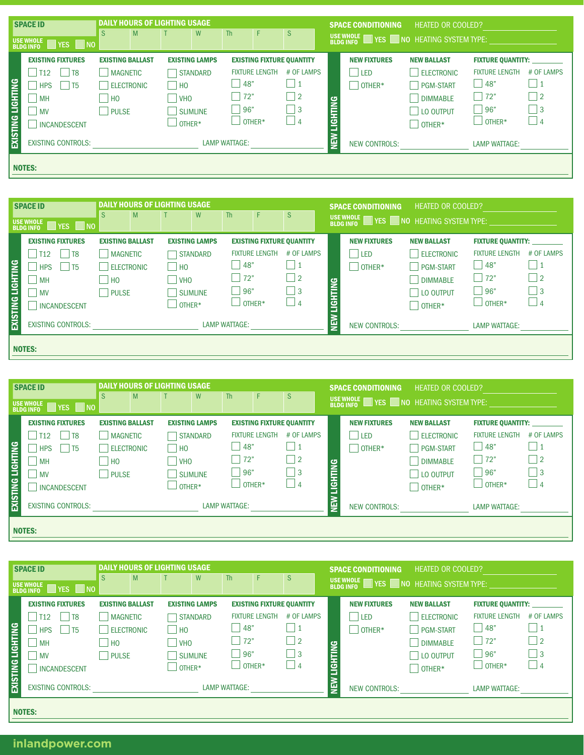**SPACE ID**

USE WHOLE BLDG INFO ☐ YES ☐ NO

**DAILY HOURS OF LIGHTING USAGE**

| S | M | T | W | Th | F | S |
|---|---|---|---|---|---|---|
| | | | | | | |

**SPACE CONDITIONING**

USE WHOLE BLDG INFO ☐ YES ☐ NO

HEATED OR COOLED? ____________

HEATING SYSTEM TYPE: ____________

**EXISTING LIGHTING**

**EXISTING FIXTURES**
- ☐ T12 ☐ T8
- ☐ HPS ☐ T5
- ☐ MH
- ☐ MV
- ☐ INCANDESCENT

**EXISTING BALLAST**
- ☐ MAGNETIC
- ☐ ELECTRONIC
- ☐ HO
- ☐ PULSE

**EXISTING LAMPS**
- ☐ STANDARD
- ☐ HO
- ☐ VHO
- ☐ SLIMLINE
- ☐ OTHER*

**EXISTING FIXTURE QUANTITY**

| FIXTURE LENGTH | # OF LAMPS |
|---|---|
| ☐ 48" | ☐ 1 |
| ☐ 72" | ☐ 2 |
| ☐ 96" | ☐ 3 |
| ☐ OTHER* | ☐ 4 |

EXISTING CONTROLS: ____________ LAMP WATTAGE: ____________

**NEW LIGHTING**

**NEW FIXTURES**
- ☐ LED
- ☐ OTHER*

**NEW BALLAST**
- ☐ ELECTRONIC
- ☐ PGM-START
- ☐ DIMMABLE
- ☐ LO OUTPUT
- ☐ OTHER*

**FIXTURE QUANTITY:** ____________

| FIXTURE LENGTH | # OF LAMPS |
|---|---|
| ☐ 48" | ☐ 1 |
| ☐ 72" | ☐ 2 |
| ☐ 96" | ☐ 3 |
| ☐ OTHER* | ☐ 4 |

NEW CONTROLS: ____________ LAMP WATTAGE: ____________

**NOTES:**

---

**SPACE ID**

USE WHOLE BLDG INFO ☐ YES ☐ NO

**DAILY HOURS OF LIGHTING USAGE**

| S | M | T | W | Th | F | S |
|---|---|---|---|---|---|---|
| | | | | | | |

**SPACE CONDITIONING**

USE WHOLE BLDG INFO ☐ YES ☐ NO

HEATED OR COOLED? ____________

HEATING SYSTEM TYPE: ____________

**EXISTING LIGHTING**

**EXISTING FIXTURES**
- ☐ T12 ☐ T8
- ☐ HPS ☐ T5
- ☐ MH
- ☐ MV
- ☐ INCANDESCENT

**EXISTING BALLAST**
- ☐ MAGNETIC
- ☐ ELECTRONIC
- ☐ HO
- ☐ PULSE

**EXISTING LAMPS**
- ☐ STANDARD
- ☐ HO
- ☐ VHO
- ☐ SLIMLINE
- ☐ OTHER*

**EXISTING FIXTURE QUANTITY**

| FIXTURE LENGTH | # OF LAMPS |
|---|---|
| ☐ 48" | ☐ 1 |
| ☐ 72" | ☐ 2 |
| ☐ 96" | ☐ 3 |
| ☐ OTHER* | ☐ 4 |

EXISTING CONTROLS: ____________ LAMP WATTAGE: ____________

**NEW LIGHTING**

**NEW FIXTURES**
- ☐ LED
- ☐ OTHER*

**NEW BALLAST**
- ☐ ELECTRONIC
- ☐ PGM-START
- ☐ DIMMABLE
- ☐ LO OUTPUT
- ☐ OTHER*

**FIXTURE QUANTITY:** ____________

| FIXTURE LENGTH | # OF LAMPS |
|---|---|
| ☐ 48" | ☐ 1 |
| ☐ 72" | ☐ 2 |
| ☐ 96" | ☐ 3 |
| ☐ OTHER* | ☐ 4 |

NEW CONTROLS: ____________ LAMP WATTAGE: ____________

**NOTES:**

---

**SPACE ID**

USE WHOLE BLDG INFO ☐ YES ☐ NO

**DAILY HOURS OF LIGHTING USAGE**

| S | M | T | W | Th | F | S |
|---|---|---|---|---|---|---|
| | | | | | | |

**SPACE CONDITIONING**

USE WHOLE BLDG INFO ☐ YES ☐ NO

HEATED OR COOLED? ____________

HEATING SYSTEM TYPE: ____________

**EXISTING LIGHTING**

**EXISTING FIXTURES**
- ☐ T12 ☐ T8
- ☐ HPS ☐ T5
- ☐ MH
- ☐ MV
- ☐ INCANDESCENT

**EXISTING BALLAST**
- ☐ MAGNETIC
- ☐ ELECTRONIC
- ☐ HO
- ☐ PULSE

**EXISTING LAMPS**
- ☐ STANDARD
- ☐ HO
- ☐ VHO
- ☐ SLIMLINE
- ☐ OTHER*

**EXISTING FIXTURE QUANTITY**

| FIXTURE LENGTH | # OF LAMPS |
|---|---|
| ☐ 48" | ☐ 1 |
| ☐ 72" | ☐ 2 |
| ☐ 96" | ☐ 3 |
| ☐ OTHER* | ☐ 4 |

EXISTING CONTROLS: ____________ LAMP WATTAGE: ____________

**NEW LIGHTING**

**NEW FIXTURES**
- ☐ LED
- ☐ OTHER*

**NEW BALLAST**
- ☐ ELECTRONIC
- ☐ PGM-START
- ☐ DIMMABLE
- ☐ LO OUTPUT
- ☐ OTHER*

**FIXTURE QUANTITY:** ____________

| FIXTURE LENGTH | # OF LAMPS |
|---|---|
| ☐ 48" | ☐ 1 |
| ☐ 72" | ☐ 2 |
| ☐ 96" | ☐ 3 |
| ☐ OTHER* | ☐ 4 |

NEW CONTROLS: ____________ LAMP WATTAGE: ____________

**NOTES:**

---

**SPACE ID**

USE WHOLE BLDG INFO ☐ YES ☐ NO

**DAILY HOURS OF LIGHTING USAGE**

| S | M | T | W | Th | F | S |
|---|---|---|---|---|---|---|
| | | | | | | |

**SPACE CONDITIONING**

USE WHOLE BLDG INFO ☐ YES ☐ NO

HEATED OR COOLED? ____________

HEATING SYSTEM TYPE: ____________

**EXISTING LIGHTING**

**EXISTING FIXTURES**
- ☐ T12 ☐ T8
- ☐ HPS ☐ T5
- ☐ MH
- ☐ MV
- ☐ INCANDESCENT

**EXISTING BALLAST**
- ☐ MAGNETIC
- ☐ ELECTRONIC
- ☐ HO
- ☐ PULSE

**EXISTING LAMPS**
- ☐ STANDARD
- ☐ HO
- ☐ VHO
- ☐ SLIMLINE
- ☐ OTHER*

**EXISTING FIXTURE QUANTITY**

| FIXTURE LENGTH | # OF LAMPS |
|---|---|
| ☐ 48" | ☐ 1 |
| ☐ 72" | ☐ 2 |
| ☐ 96" | ☐ 3 |
| ☐ OTHER* | ☐ 4 |

EXISTING CONTROLS: ____________ LAMP WATTAGE: ____________

**NEW LIGHTING**

**NEW FIXTURES**
- ☐ LED
- ☐ OTHER*

**NEW BALLAST**
- ☐ ELECTRONIC
- ☐ PGM-START
- ☐ DIMMABLE
- ☐ LO OUTPUT
- ☐ OTHER*

**FIXTURE QUANTITY:** ____________

| FIXTURE LENGTH | # OF LAMPS |
|---|---|
| ☐ 48" | ☐ 1 |
| ☐ 72" | ☐ 2 |
| ☐ 96" | ☐ 3 |
| ☐ OTHER* | ☐ 4 |

NEW CONTROLS: ____________ LAMP WATTAGE: ____________

**NOTES:**

---

inlandpower.com